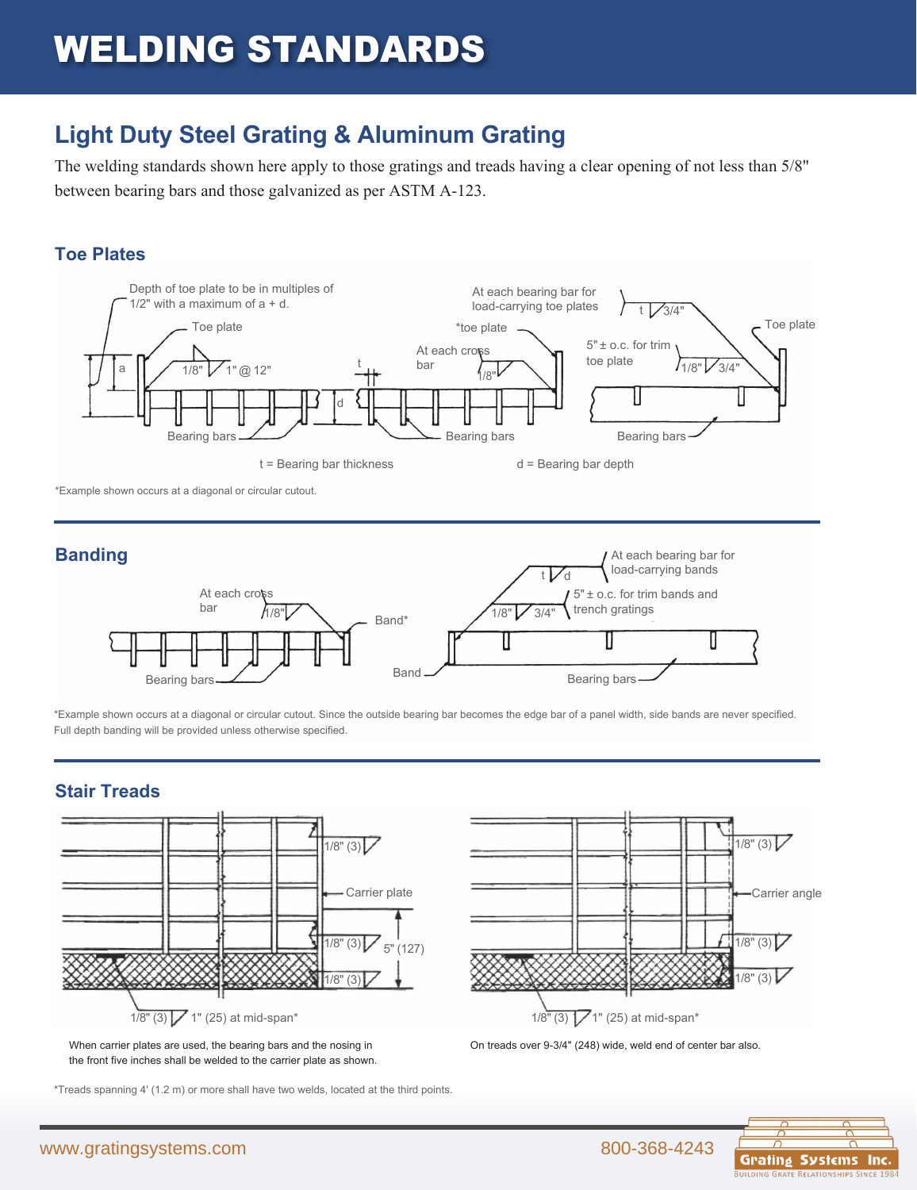# WELDING STANDARDS

## Light Duty Steel Grating & Aluminum Grating

The welding standards shown here apply to those gratings and treads having a clear opening of not less than 5/8" between bearing bars and those galvanized as per ASTM A-123.

### Toe Plates

Depth of toe plate to be in multiples of 1/2" with a maximum of a + d.

Toe plate

1/8" 1" @ 12"

a

Bearing bars

t

d

At each cross bar

1/8"

*toe plate

At each bearing bar for load-carrying toe plates

t 3/4"

Bearing bars

5" ± o.c. for trim toe plate

1/8" 3/4"

Toe plate

Bearing bars

t = Bearing bar thickness

d = Bearing bar depth

*Example shown occurs at a diagonal or circular cutout.

### Banding

At each cross bar

1/8"

Band*

Bearing bars

At each bearing bar for load-carrying bands

t d

5" ± o.c. for trim bands and trench gratings

1/8" 3/4"

Band

Bearing bars

*Example shown occurs at a diagonal or circular cutout. Since the outside bearing bar becomes the edge bar of a panel width, side bands are never specified. Full depth banding will be provided unless otherwise specified.

### Stair Treads

1/8" (3)

Carrier plate

1/8" (3)

5" (127)

1/8" (3)

1/8" (3) 1" (25) at mid-span*

When carrier plates are used, the bearing bars and the nosing in the front five inches shall be welded to the carrier plate as shown.

1/8" (3)

Carrier angle

1/8" (3)

1/8" (3)

1/8" (3) 1" (25) at mid-span*

On treads over 9-3/4" (248) wide, weld end of center bar also.

*Treads spanning 4' (1.2 m) or more shall have two welds, located at the third points.

www.gratingsystems.com 800-368-4243

Grating Systems Inc.
Building Grate Relationships Since 1984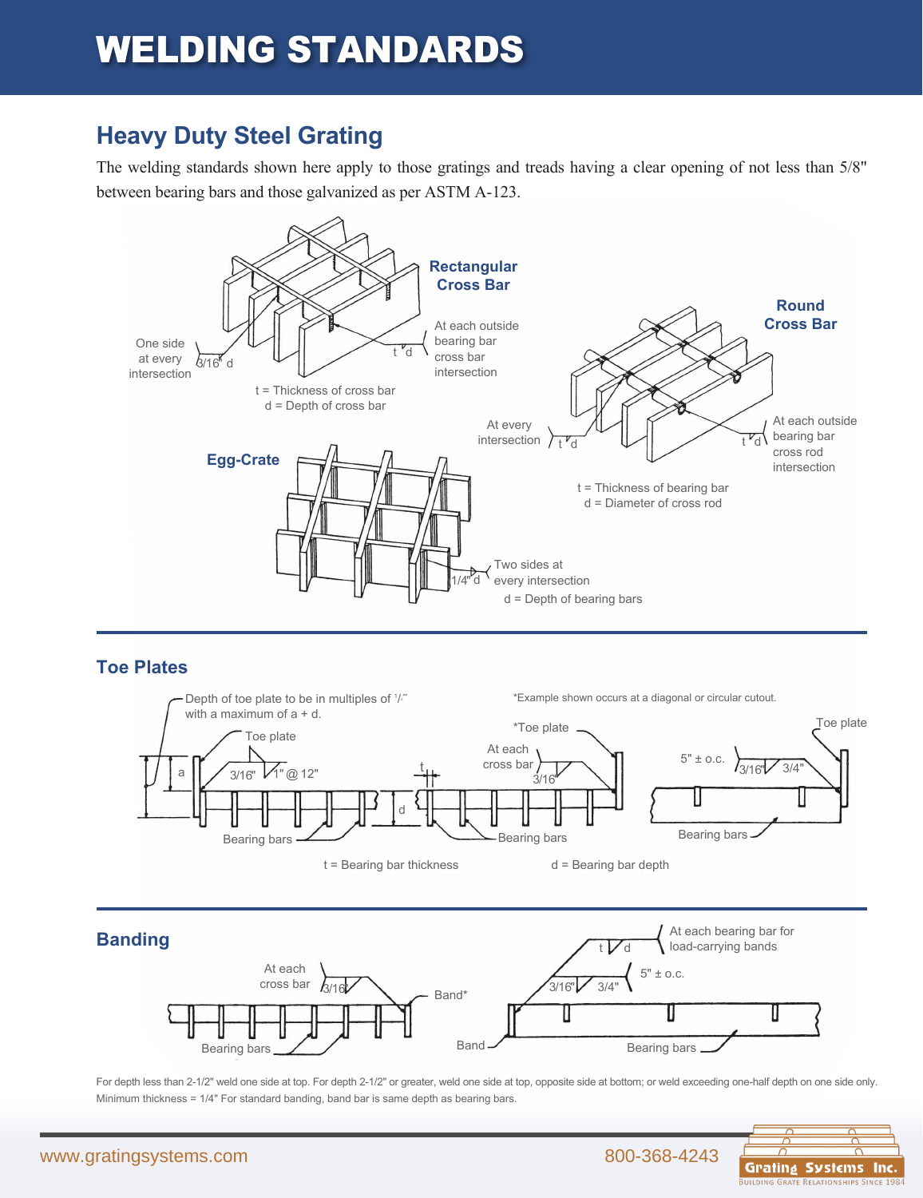# WELDING STANDARDS

## Heavy Duty Steel Grating

The welding standards shown here apply to those gratings and treads having a clear opening of not less than 5/8" between bearing bars and those galvanized as per ASTM A-123.

Rectangular Cross Bar

One side at every intersection

3/16" d

At each outside bearing bar cross bar intersection

t d

t = Thickness of cross bar
d = Depth of cross bar

Round Cross Bar

At every intersection

t d

At each outside bearing bar cross rod intersection

t d

t = Thickness of bearing bar
d = Diameter of cross rod

Egg-Crate

1/4" d

Two sides at every intersection

d = Depth of bearing bars

## Toe Plates

Depth of toe plate to be in multiples of 1/4" with a maximum of a + d.

*Example shown occurs at a diagonal or circular cutout.

Toe plate

a

3/16" 1" @ 12"

d

t

At each cross bar

3/16"

*Toe plate

5" ± o.c.

3/16" 3/4"

Toe plate

Bearing bars

Bearing bars

Bearing bars

t = Bearing bar thickness

d = Bearing bar depth

## Banding

At each cross bar

3/16"

Band*

Bearing bars

At each bearing bar for load-carrying bands

t d

3/16" 3/4"

5" ± o.c.

Band

Bearing bars

For depth less than 2-1/2" weld one side at top. For depth 2-1/2" or greater, weld one side at top, opposite side at bottom; or weld exceeding one-half depth on one side only. Minimum thickness = 1/4" For standard banding, band bar is same depth as bearing bars.

www.gratingsystems.com 800-368-4243

Grating Systems Inc.
BUILDING GRATE RELATIONSHIPS SINCE 1984